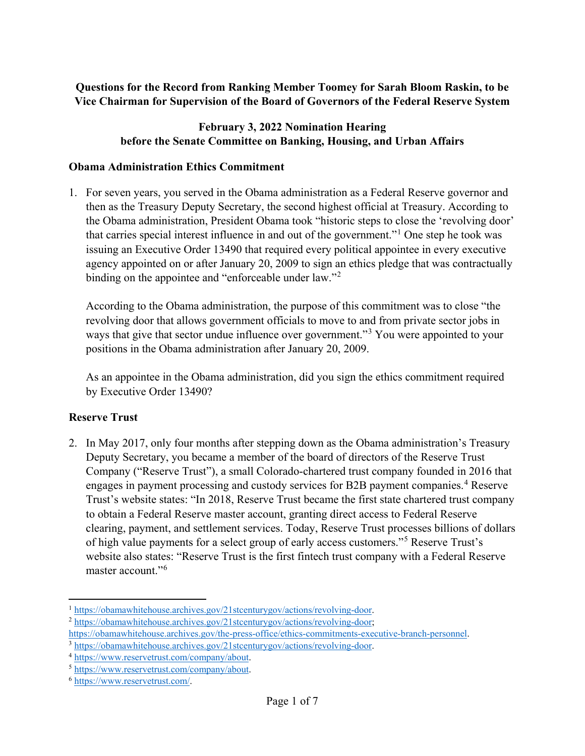**Questions for the Record from Ranking Member Toomey for Sarah Bloom Raskin, to be Vice Chairman for Supervision of the Board of Governors of the Federal Reserve System**

**February 3, 2022 Nomination Hearing before the Senate Committee on Banking, Housing, and Urban Affairs**

## Obama Administration Ethics Commitment

1. For seven years, you served in the Obama administration as a Federal Reserve governor and then as the Treasury Deputy Secretary, the second highest official at Treasury. According to the Obama administration, President Obama took "historic steps to close the 'revolving door' that carries special interest influence in and out of the government."[1] One step he took was issuing an Executive Order 13490 that required every political appointee in every executive agency appointed on or after January 20, 2009 to sign an ethics pledge that was contractually binding on the appointee and "enforceable under law."[2]

   According to the Obama administration, the purpose of this commitment was to close "the revolving door that allows government officials to move to and from private sector jobs in ways that give that sector undue influence over government."[3] You were appointed to your positions in the Obama administration after January 20, 2009.

   As an appointee in the Obama administration, did you sign the ethics commitment required by Executive Order 13490?

## Reserve Trust

2. In May 2017, only four months after stepping down as the Obama administration's Treasury Deputy Secretary, you became a member of the board of directors of the Reserve Trust Company ("Reserve Trust"), a small Colorado-chartered trust company founded in 2016 that engages in payment processing and custody services for B2B payment companies.[4] Reserve Trust's website states: "In 2018, Reserve Trust became the first state chartered trust company to obtain a Federal Reserve master account, granting direct access to Federal Reserve clearing, payment, and settlement services. Today, Reserve Trust processes billions of dollars of high value payments for a select group of early access customers."[5] Reserve Trust's website also states: "Reserve Trust is the first fintech trust company with a Federal Reserve master account."[6]

---

[1] https://obamawhitehouse.archives.gov/21stcenturygov/actions/revolving-door.

[2] https://obamawhitehouse.archives.gov/21stcenturygov/actions/revolving-door; https://obamawhitehouse.archives.gov/the-press-office/ethics-commitments-executive-branch-personnel.

[3] https://obamawhitehouse.archives.gov/21stcenturygov/actions/revolving-door.

[4] https://www.reservetrust.com/company/about.

[5] https://www.reservetrust.com/company/about.

[6] https://www.reservetrust.com/.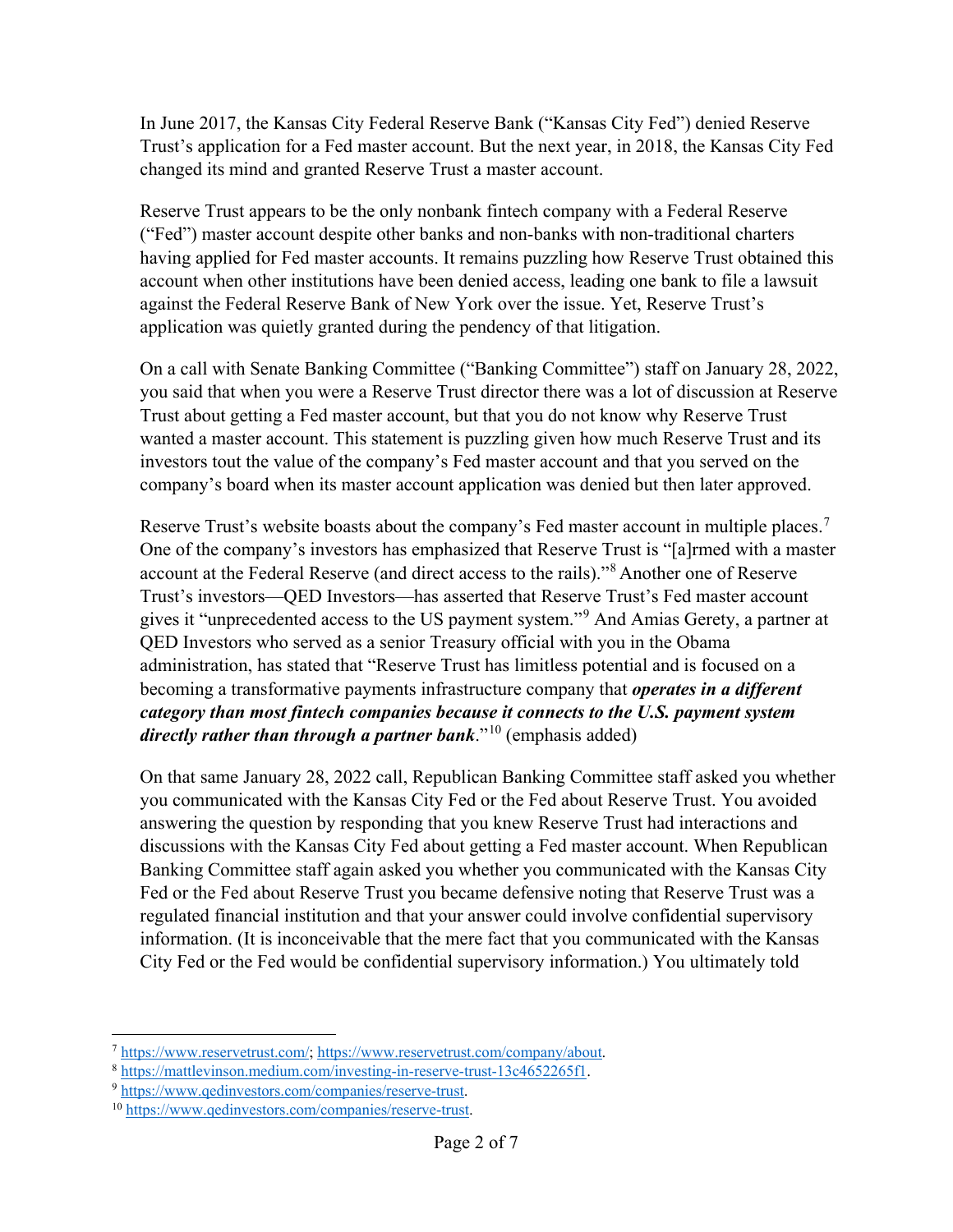In June 2017, the Kansas City Federal Reserve Bank ("Kansas City Fed") denied Reserve Trust's application for a Fed master account. But the next year, in 2018, the Kansas City Fed changed its mind and granted Reserve Trust a master account.

Reserve Trust appears to be the only nonbank fintech company with a Federal Reserve ("Fed") master account despite other banks and non-banks with non-traditional charters having applied for Fed master accounts. It remains puzzling how Reserve Trust obtained this account when other institutions have been denied access, leading one bank to file a lawsuit against the Federal Reserve Bank of New York over the issue. Yet, Reserve Trust's application was quietly granted during the pendency of that litigation.

On a call with Senate Banking Committee ("Banking Committee") staff on January 28, 2022, you said that when you were a Reserve Trust director there was a lot of discussion at Reserve Trust about getting a Fed master account, but that you do not know why Reserve Trust wanted a master account. This statement is puzzling given how much Reserve Trust and its investors tout the value of the company's Fed master account and that you served on the company's board when its master account application was denied but then later approved.

Reserve Trust's website boasts about the company's Fed master account in multiple places.[7] One of the company's investors has emphasized that Reserve Trust is "[a]rmed with a master account at the Federal Reserve (and direct access to the rails)."[8] Another one of Reserve Trust's investors—QED Investors—has asserted that Reserve Trust's Fed master account gives it "unprecedented access to the US payment system."[9] And Amias Gerety, a partner at QED Investors who served as a senior Treasury official with you in the Obama administration, has stated that "Reserve Trust has limitless potential and is focused on a becoming a transformative payments infrastructure company that ***operates in a different category than most fintech companies because it connects to the U.S. payment system directly rather than through a partner bank***."[10] (emphasis added)

On that same January 28, 2022 call, Republican Banking Committee staff asked you whether you communicated with the Kansas City Fed or the Fed about Reserve Trust. You avoided answering the question by responding that you knew Reserve Trust had interactions and discussions with the Kansas City Fed about getting a Fed master account. When Republican Banking Committee staff again asked you whether you communicated with the Kansas City Fed or the Fed about Reserve Trust you became defensive noting that Reserve Trust was a regulated financial institution and that your answer could involve confidential supervisory information. (It is inconceivable that the mere fact that you communicated with the Kansas City Fed or the Fed would be confidential supervisory information.) You ultimately told

---

[7] https://www.reservetrust.com/; https://www.reservetrust.com/company/about.

[8] https://mattlevinson.medium.com/investing-in-reserve-trust-13c4652265f1.

[9] https://www.qedinvestors.com/companies/reserve-trust.

[10] https://www.qedinvestors.com/companies/reserve-trust.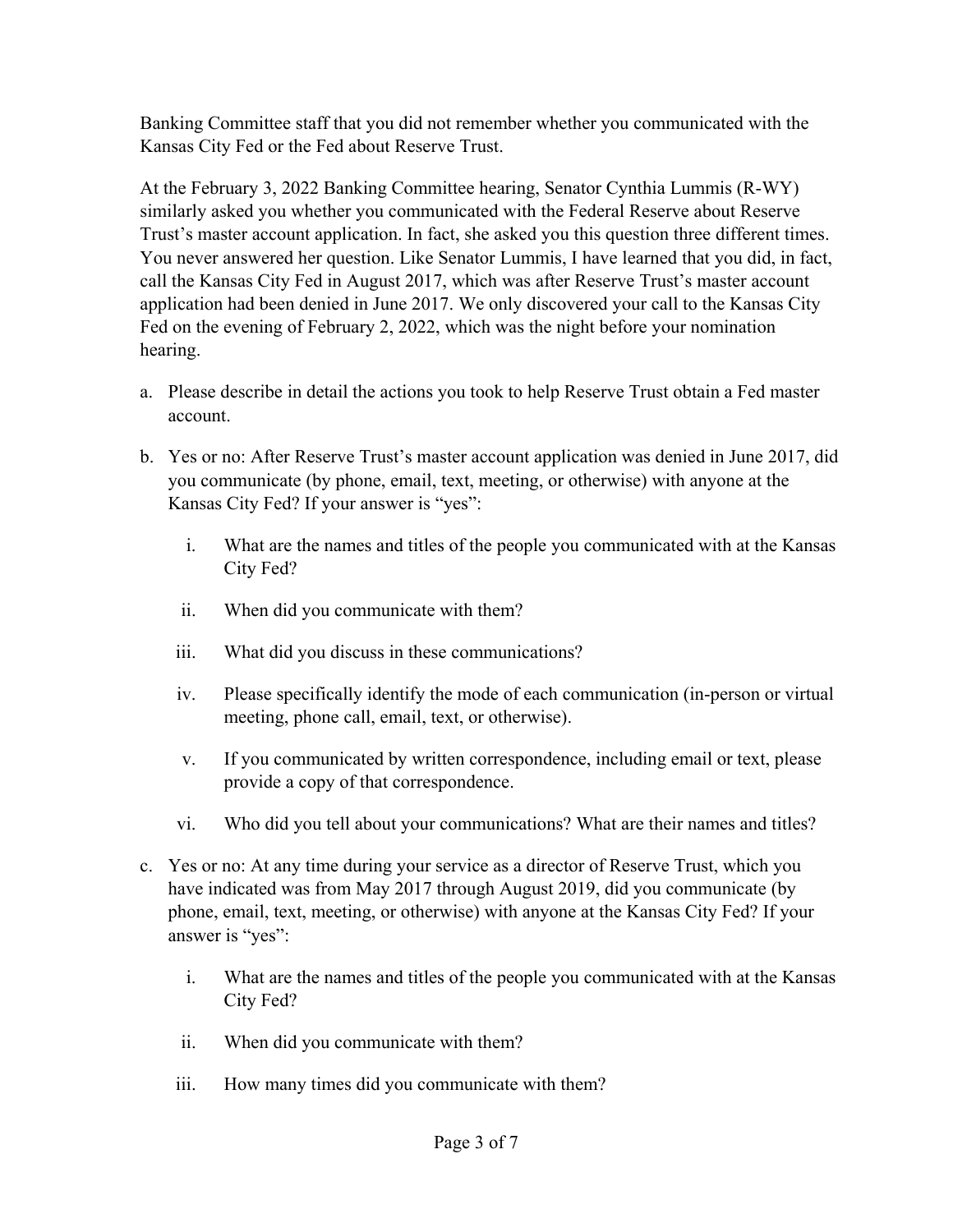Banking Committee staff that you did not remember whether you communicated with the Kansas City Fed or the Fed about Reserve Trust.

At the February 3, 2022 Banking Committee hearing, Senator Cynthia Lummis (R-WY) similarly asked you whether you communicated with the Federal Reserve about Reserve Trust's master account application. In fact, she asked you this question three different times. You never answered her question. Like Senator Lummis, I have learned that you did, in fact, call the Kansas City Fed in August 2017, which was after Reserve Trust's master account application had been denied in June 2017. We only discovered your call to the Kansas City Fed on the evening of February 2, 2022, which was the night before your nomination hearing.

a. Please describe in detail the actions you took to help Reserve Trust obtain a Fed master account.

b. Yes or no: After Reserve Trust's master account application was denied in June 2017, did you communicate (by phone, email, text, meeting, or otherwise) with anyone at the Kansas City Fed? If your answer is "yes":

   i. What are the names and titles of the people you communicated with at the Kansas City Fed?

   ii. When did you communicate with them?

   iii. What did you discuss in these communications?

   iv. Please specifically identify the mode of each communication (in-person or virtual meeting, phone call, email, text, or otherwise).

   v. If you communicated by written correspondence, including email or text, please provide a copy of that correspondence.

   vi. Who did you tell about your communications? What are their names and titles?

c. Yes or no: At any time during your service as a director of Reserve Trust, which you have indicated was from May 2017 through August 2019, did you communicate (by phone, email, text, meeting, or otherwise) with anyone at the Kansas City Fed? If your answer is "yes":

   i. What are the names and titles of the people you communicated with at the Kansas City Fed?

   ii. When did you communicate with them?

   iii. How many times did you communicate with them?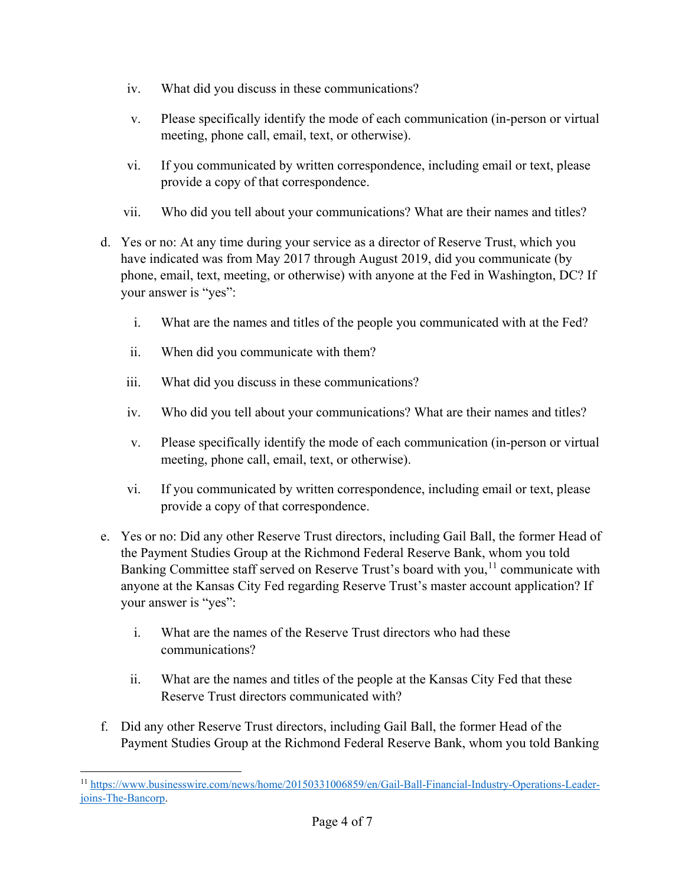iv. What did you discuss in these communications?

    v. Please specifically identify the mode of each communication (in-person or virtual meeting, phone call, email, text, or otherwise).

    vi. If you communicated by written correspondence, including email or text, please provide a copy of that correspondence.

    vii. Who did you tell about your communications? What are their names and titles?

d. Yes or no: At any time during your service as a director of Reserve Trust, which you have indicated was from May 2017 through August 2019, did you communicate (by phone, email, text, meeting, or otherwise) with anyone at the Fed in Washington, DC? If your answer is "yes":

    i. What are the names and titles of the people you communicated with at the Fed?

    ii. When did you communicate with them?

    iii. What did you discuss in these communications?

    iv. Who did you tell about your communications? What are their names and titles?

    v. Please specifically identify the mode of each communication (in-person or virtual meeting, phone call, email, text, or otherwise).

    vi. If you communicated by written correspondence, including email or text, please provide a copy of that correspondence.

e. Yes or no: Did any other Reserve Trust directors, including Gail Ball, the former Head of the Payment Studies Group at the Richmond Federal Reserve Bank, whom you told Banking Committee staff served on Reserve Trust's board with you,[11] communicate with anyone at the Kansas City Fed regarding Reserve Trust's master account application? If your answer is "yes":

    i. What are the names of the Reserve Trust directors who had these communications?

    ii. What are the names and titles of the people at the Kansas City Fed that these Reserve Trust directors communicated with?

f. Did any other Reserve Trust directors, including Gail Ball, the former Head of the Payment Studies Group at the Richmond Federal Reserve Bank, whom you told Banking

---

[11] https://www.businesswire.com/news/home/20150331006859/en/Gail-Ball-Financial-Industry-Operations-Leader-joins-The-Bancorp.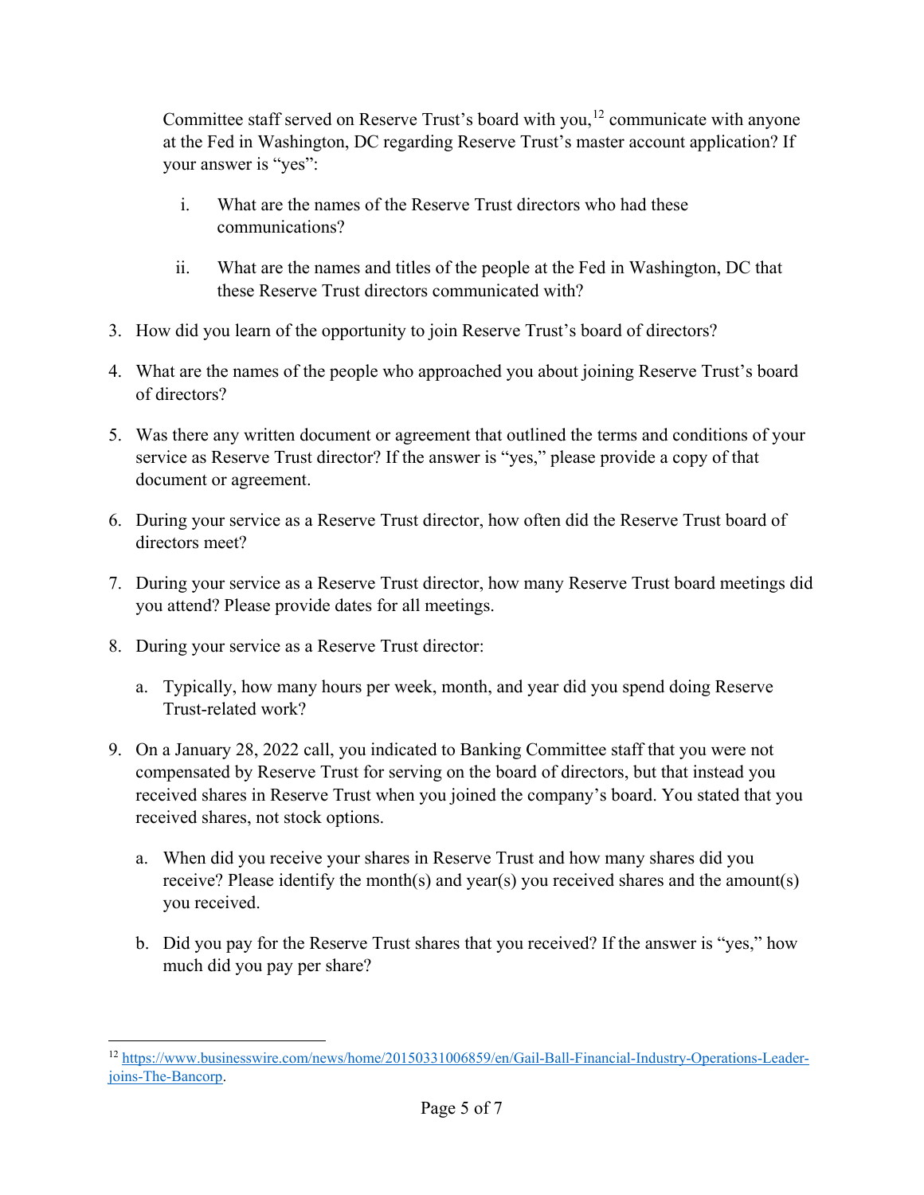Committee staff served on Reserve Trust's board with you,[12] communicate with anyone at the Fed in Washington, DC regarding Reserve Trust's master account application? If your answer is "yes":

   i. What are the names of the Reserve Trust directors who had these communications?

   ii. What are the names and titles of the people at the Fed in Washington, DC that these Reserve Trust directors communicated with?

3. How did you learn of the opportunity to join Reserve Trust's board of directors?

4. What are the names of the people who approached you about joining Reserve Trust's board of directors?

5. Was there any written document or agreement that outlined the terms and conditions of your service as Reserve Trust director? If the answer is "yes," please provide a copy of that document or agreement.

6. During your service as a Reserve Trust director, how often did the Reserve Trust board of directors meet?

7. During your service as a Reserve Trust director, how many Reserve Trust board meetings did you attend? Please provide dates for all meetings.

8. During your service as a Reserve Trust director:

   a. Typically, how many hours per week, month, and year did you spend doing Reserve Trust-related work?

9. On a January 28, 2022 call, you indicated to Banking Committee staff that you were not compensated by Reserve Trust for serving on the board of directors, but that instead you received shares in Reserve Trust when you joined the company's board. You stated that you received shares, not stock options.

   a. When did you receive your shares in Reserve Trust and how many shares did you receive? Please identify the month(s) and year(s) you received shares and the amount(s) you received.

   b. Did you pay for the Reserve Trust shares that you received? If the answer is "yes," how much did you pay per share?

---

[12] https://www.businesswire.com/news/home/20150331006859/en/Gail-Ball-Financial-Industry-Operations-Leader-joins-The-Bancorp.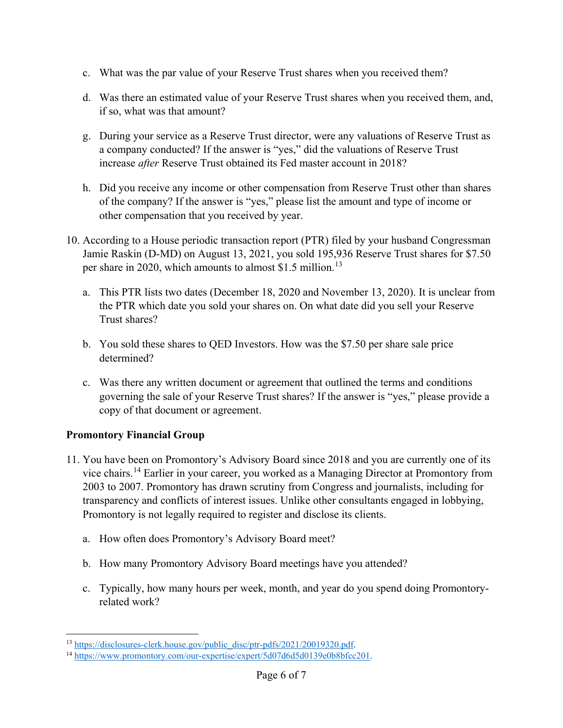c. What was the par value of your Reserve Trust shares when you received them?

d. Was there an estimated value of your Reserve Trust shares when you received them, and, if so, what was that amount?

g. During your service as a Reserve Trust director, were any valuations of Reserve Trust as a company conducted? If the answer is "yes," did the valuations of Reserve Trust increase *after* Reserve Trust obtained its Fed master account in 2018?

h. Did you receive any income or other compensation from Reserve Trust other than shares of the company? If the answer is "yes," please list the amount and type of income or other compensation that you received by year.

10. According to a House periodic transaction report (PTR) filed by your husband Congressman Jamie Raskin (D-MD) on August 13, 2021, you sold 195,936 Reserve Trust shares for $7.50 per share in 2020, which amounts to almost $1.5 million.[13]

    a. This PTR lists two dates (December 18, 2020 and November 13, 2020). It is unclear from the PTR which date you sold your shares on. On what date did you sell your Reserve Trust shares?

    b. You sold these shares to QED Investors. How was the $7.50 per share sale price determined?

    c. Was there any written document or agreement that outlined the terms and conditions governing the sale of your Reserve Trust shares? If the answer is "yes," please provide a copy of that document or agreement.

**Promontory Financial Group**

11. You have been on Promontory's Advisory Board since 2018 and you are currently one of its vice chairs.[14] Earlier in your career, you worked as a Managing Director at Promontory from 2003 to 2007. Promontory has drawn scrutiny from Congress and journalists, including for transparency and conflicts of interest issues. Unlike other consultants engaged in lobbying, Promontory is not legally required to register and disclose its clients.

    a. How often does Promontory's Advisory Board meet?

    b. How many Promontory Advisory Board meetings have you attended?

    c. Typically, how many hours per week, month, and year do you spend doing Promontory-related work?

---

[13] https://disclosures-clerk.house.gov/public_disc/ptr-pdfs/2021/20019320.pdf.

[14] https://www.promontory.com/our-expertise/expert/5d07d6d5d0139e0b8bfcc201.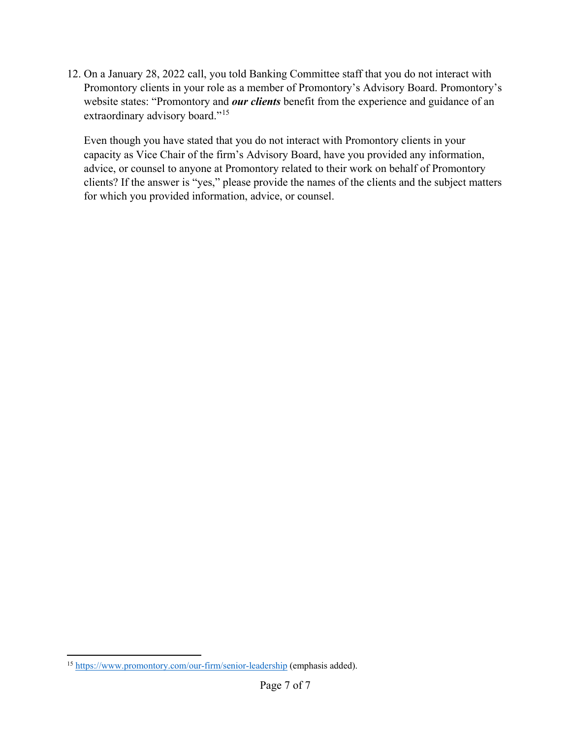12. On a January 28, 2022 call, you told Banking Committee staff that you do not interact with Promontory clients in your role as a member of Promontory's Advisory Board. Promontory's website states: "Promontory and ***our clients*** benefit from the experience and guidance of an extraordinary advisory board."[15]

    Even though you have stated that you do not interact with Promontory clients in your capacity as Vice Chair of the firm's Advisory Board, have you provided any information, advice, or counsel to anyone at Promontory related to their work on behalf of Promontory clients? If the answer is "yes," please provide the names of the clients and the subject matters for which you provided information, advice, or counsel.

[15] https://www.promontory.com/our-firm/senior-leadership (emphasis added).